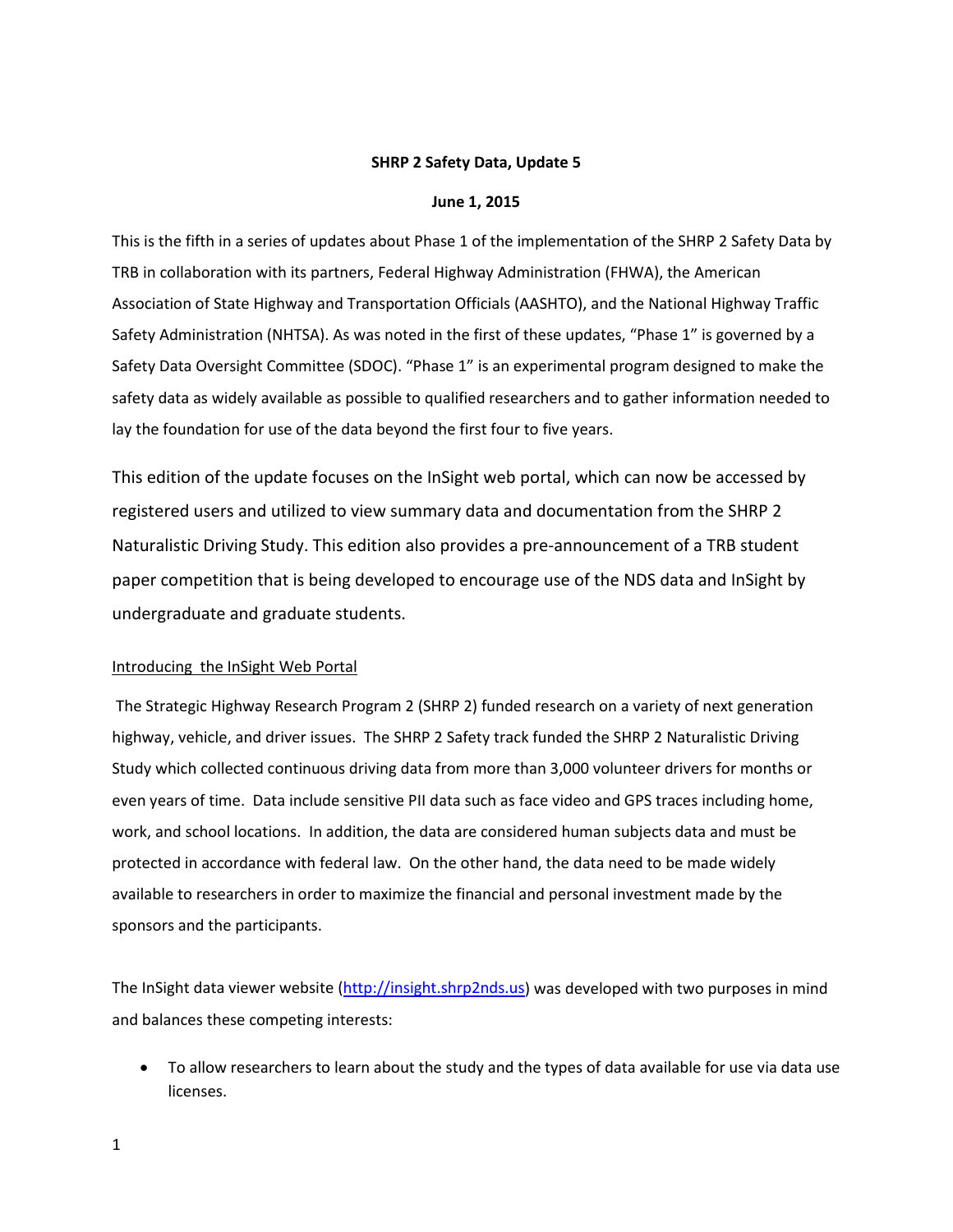**SHRP 2 Safety Data, Update 5**

**June 1, 2015**

This is the fifth in a series of updates about Phase 1 of the implementation of the SHRP 2 Safety Data by TRB in collaboration with its partners, Federal Highway Administration (FHWA), the American Association of State Highway and Transportation Officials (AASHTO), and the National Highway Traffic Safety Administration (NHTSA). As was noted in the first of these updates, "Phase 1" is governed by a Safety Data Oversight Committee (SDOC). "Phase 1" is an experimental program designed to make the safety data as widely available as possible to qualified researchers and to gather information needed to lay the foundation for use of the data beyond the first four to five years.

This edition of the update focuses on the InSight web portal, which can now be accessed by registered users and utilized to view summary data and documentation from the SHRP 2 Naturalistic Driving Study. This edition also provides a pre-announcement of a TRB student paper competition that is being developed to encourage use of the NDS data and InSight by undergraduate and graduate students.

Introducing the InSight Web Portal

The Strategic Highway Research Program 2 (SHRP 2) funded research on a variety of next generation highway, vehicle, and driver issues. The SHRP 2 Safety track funded the SHRP 2 Naturalistic Driving Study which collected continuous driving data from more than 3,000 volunteer drivers for months or even years of time. Data include sensitive PII data such as face video and GPS traces including home, work, and school locations. In addition, the data are considered human subjects data and must be protected in accordance with federal law. On the other hand, the data need to be made widely available to researchers in order to maximize the financial and personal investment made by the sponsors and the participants.

The InSight data viewer website (http://insight.shrp2nds.us) was developed with two purposes in mind and balances these competing interests:

- To allow researchers to learn about the study and the types of data available for use via data use licenses.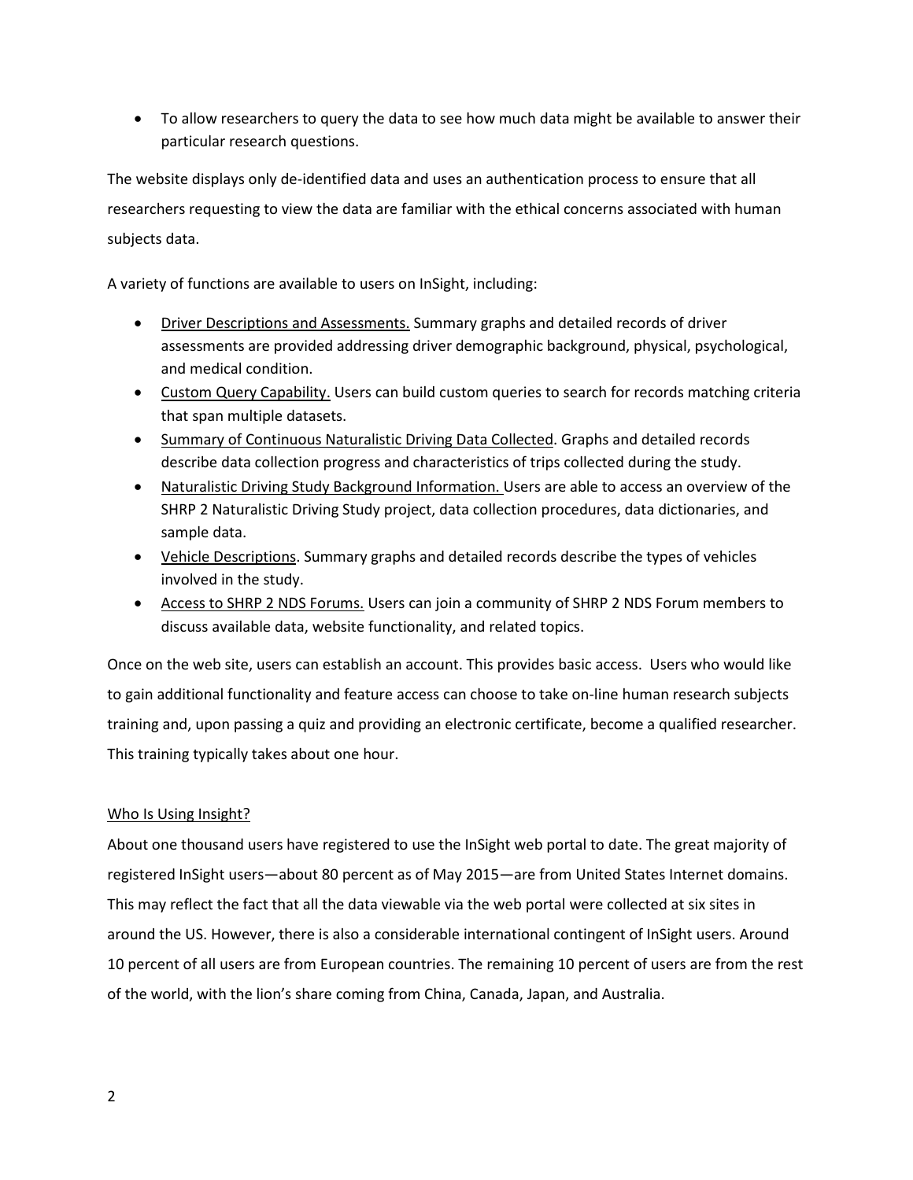- To allow researchers to query the data to see how much data might be available to answer their particular research questions.

The website displays only de-identified data and uses an authentication process to ensure that all researchers requesting to view the data are familiar with the ethical concerns associated with human subjects data.

A variety of functions are available to users on InSight, including:

- Driver Descriptions and Assessments. Summary graphs and detailed records of driver assessments are provided addressing driver demographic background, physical, psychological, and medical condition.
- Custom Query Capability. Users can build custom queries to search for records matching criteria that span multiple datasets.
- Summary of Continuous Naturalistic Driving Data Collected. Graphs and detailed records describe data collection progress and characteristics of trips collected during the study.
- Naturalistic Driving Study Background Information. Users are able to access an overview of the SHRP 2 Naturalistic Driving Study project, data collection procedures, data dictionaries, and sample data.
- Vehicle Descriptions. Summary graphs and detailed records describe the types of vehicles involved in the study.
- Access to SHRP 2 NDS Forums. Users can join a community of SHRP 2 NDS Forum members to discuss available data, website functionality, and related topics.

Once on the web site, users can establish an account. This provides basic access. Users who would like to gain additional functionality and feature access can choose to take on-line human research subjects training and, upon passing a quiz and providing an electronic certificate, become a qualified researcher. This training typically takes about one hour.

## Who Is Using Insight?

About one thousand users have registered to use the InSight web portal to date. The great majority of registered InSight users—about 80 percent as of May 2015—are from United States Internet domains. This may reflect the fact that all the data viewable via the web portal were collected at six sites in around the US. However, there is also a considerable international contingent of InSight users. Around 10 percent of all users are from European countries. The remaining 10 percent of users are from the rest of the world, with the lion's share coming from China, Canada, Japan, and Australia.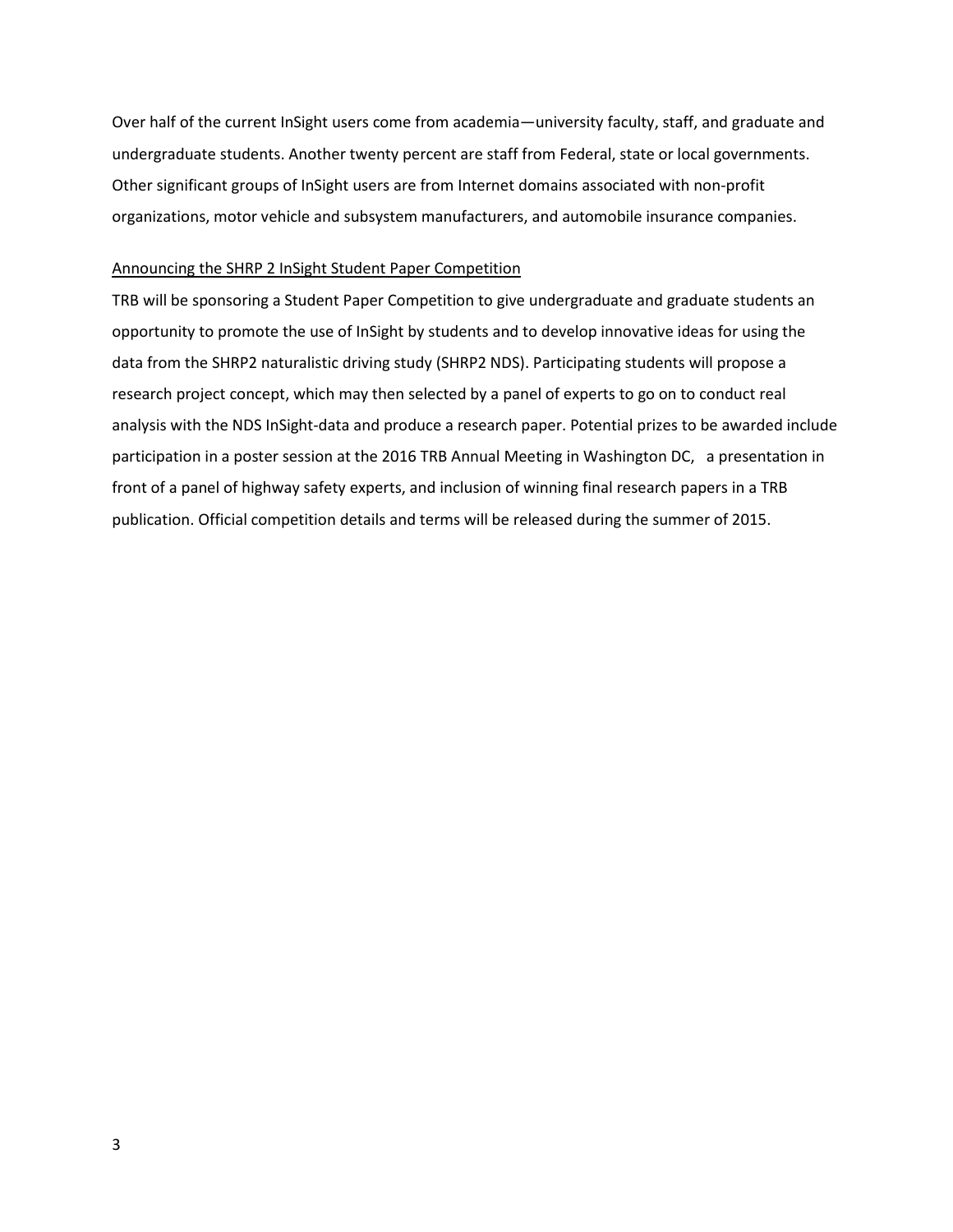Over half of the current InSight users come from academia—university faculty, staff, and graduate and undergraduate students. Another twenty percent are staff from Federal, state or local governments. Other significant groups of InSight users are from Internet domains associated with non-profit organizations, motor vehicle and subsystem manufacturers, and automobile insurance companies.

<u>Announcing the SHRP 2 InSight Student Paper Competition</u>

TRB will be sponsoring a Student Paper Competition to give undergraduate and graduate students an opportunity to promote the use of InSight by students and to develop innovative ideas for using the data from the SHRP2 naturalistic driving study (SHRP2 NDS). Participating students will propose a research project concept, which may then selected by a panel of experts to go on to conduct real analysis with the NDS InSight-data and produce a research paper. Potential prizes to be awarded include participation in a poster session at the 2016 TRB Annual Meeting in Washington DC, a presentation in front of a panel of highway safety experts, and inclusion of winning final research papers in a TRB publication. Official competition details and terms will be released during the summer of 2015.